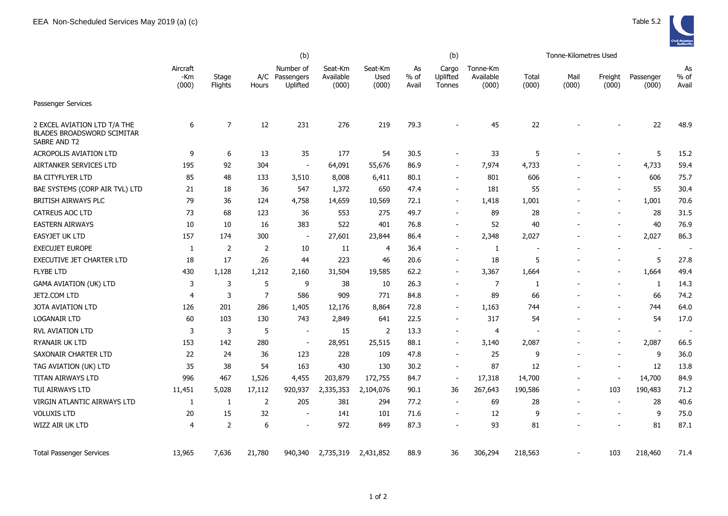EEA Non-Scheduled Services May 2019 (a) (c)

Table 5.2

| | Aircraft -Km (000) | Stage Flights | A/C Hours | (b) Number of Passengers Uplifted | Seat-Km Available (000) | Seat-Km Used (000) | As % of Avail | (b) Cargo Uplifted Tonnes | Tonne-Km Available (000) | Tonne-Kilometres Used Total (000) | Mail (000) | Freight (000) | Passenger (000) | As % of Avail |
|---|---|---|---|---|---|---|---|---|---|---|---|---|---|---|
| Passenger Services | | | | | | | | | | | | | | |
| 2 EXCEL AVIATION LTD T/A THE BLADES BROADSWORD SCIMITAR SABRE AND T2 | 6 | 7 | 12 | 231 | 276 | 219 | 79.3 | - | 45 | 22 | - | - | 22 | 48.9 |
| ACROPOLIS AVIATION LTD | 9 | 6 | 13 | 35 | 177 | 54 | 30.5 | - | 33 | 5 | - | - | 5 | 15.2 |
| AIRTANKER SERVICES LTD | 195 | 92 | 304 | - | 64,091 | 55,676 | 86.9 | - | 7,974 | 4,733 | - | - | 4,733 | 59.4 |
| BA CITYFLYER LTD | 85 | 48 | 133 | 3,510 | 8,008 | 6,411 | 80.1 | - | 801 | 606 | - | - | 606 | 75.7 |
| BAE SYSTEMS (CORP AIR TVL) LTD | 21 | 18 | 36 | 547 | 1,372 | 650 | 47.4 | - | 181 | 55 | - | - | 55 | 30.4 |
| BRITISH AIRWAYS PLC | 79 | 36 | 124 | 4,758 | 14,659 | 10,569 | 72.1 | - | 1,418 | 1,001 | - | - | 1,001 | 70.6 |
| CATREUS AOC LTD | 73 | 68 | 123 | 36 | 553 | 275 | 49.7 | - | 89 | 28 | - | - | 28 | 31.5 |
| EASTERN AIRWAYS | 10 | 10 | 16 | 383 | 522 | 401 | 76.8 | - | 52 | 40 | - | - | 40 | 76.9 |
| EASYJET UK LTD | 157 | 174 | 300 | - | 27,601 | 23,844 | 86.4 | - | 2,348 | 2,027 | - | - | 2,027 | 86.3 |
| EXECUJET EUROPE | 1 | 2 | 2 | 10 | 11 | 4 | 36.4 | - | 1 | - | - | - | - | - |
| EXECUTIVE JET CHARTER LTD | 18 | 17 | 26 | 44 | 223 | 46 | 20.6 | - | 18 | 5 | - | - | 5 | 27.8 |
| FLYBE LTD | 430 | 1,128 | 1,212 | 2,160 | 31,504 | 19,585 | 62.2 | - | 3,367 | 1,664 | - | - | 1,664 | 49.4 |
| GAMA AVIATION (UK) LTD | 3 | 3 | 5 | 9 | 38 | 10 | 26.3 | - | 7 | 1 | - | - | 1 | 14.3 |
| JET2.COM LTD | 4 | 3 | 7 | 586 | 909 | 771 | 84.8 | - | 89 | 66 | - | - | 66 | 74.2 |
| JOTA AVIATION LTD | 126 | 201 | 286 | 1,405 | 12,176 | 8,864 | 72.8 | - | 1,163 | 744 | - | - | 744 | 64.0 |
| LOGANAIR LTD | 60 | 103 | 130 | 743 | 2,849 | 641 | 22.5 | - | 317 | 54 | - | - | 54 | 17.0 |
| RVL AVIATION LTD | 3 | 3 | 5 | - | 15 | 2 | 13.3 | - | 4 | - | - | - | - | - |
| RYANAIR UK LTD | 153 | 142 | 280 | - | 28,951 | 25,515 | 88.1 | - | 3,140 | 2,087 | - | - | 2,087 | 66.5 |
| SAXONAIR CHARTER LTD | 22 | 24 | 36 | 123 | 228 | 109 | 47.8 | - | 25 | 9 | - | - | 9 | 36.0 |
| TAG AVIATION (UK) LTD | 35 | 38 | 54 | 163 | 430 | 130 | 30.2 | - | 87 | 12 | - | - | 12 | 13.8 |
| TITAN AIRWAYS LTD | 996 | 467 | 1,526 | 4,455 | 203,879 | 172,755 | 84.7 | - | 17,318 | 14,700 | - | - | 14,700 | 84.9 |
| TUI AIRWAYS LTD | 11,451 | 5,028 | 17,112 | 920,937 | 2,335,353 | 2,104,076 | 90.1 | 36 | 267,643 | 190,586 | - | 103 | 190,483 | 71.2 |
| VIRGIN ATLANTIC AIRWAYS LTD | 1 | 1 | 2 | 205 | 381 | 294 | 77.2 | - | 69 | 28 | - | - | 28 | 40.6 |
| VOLUXIS LTD | 20 | 15 | 32 | - | 141 | 101 | 71.6 | - | 12 | 9 | - | - | 9 | 75.0 |
| WIZZ AIR UK LTD | 4 | 2 | 6 | - | 972 | 849 | 87.3 | - | 93 | 81 | - | - | 81 | 87.1 |
| Total Passenger Services | 13,965 | 7,636 | 21,780 | 940,340 | 2,735,319 | 2,431,852 | 88.9 | 36 | 306,294 | 218,563 | - | 103 | 218,460 | 71.4 |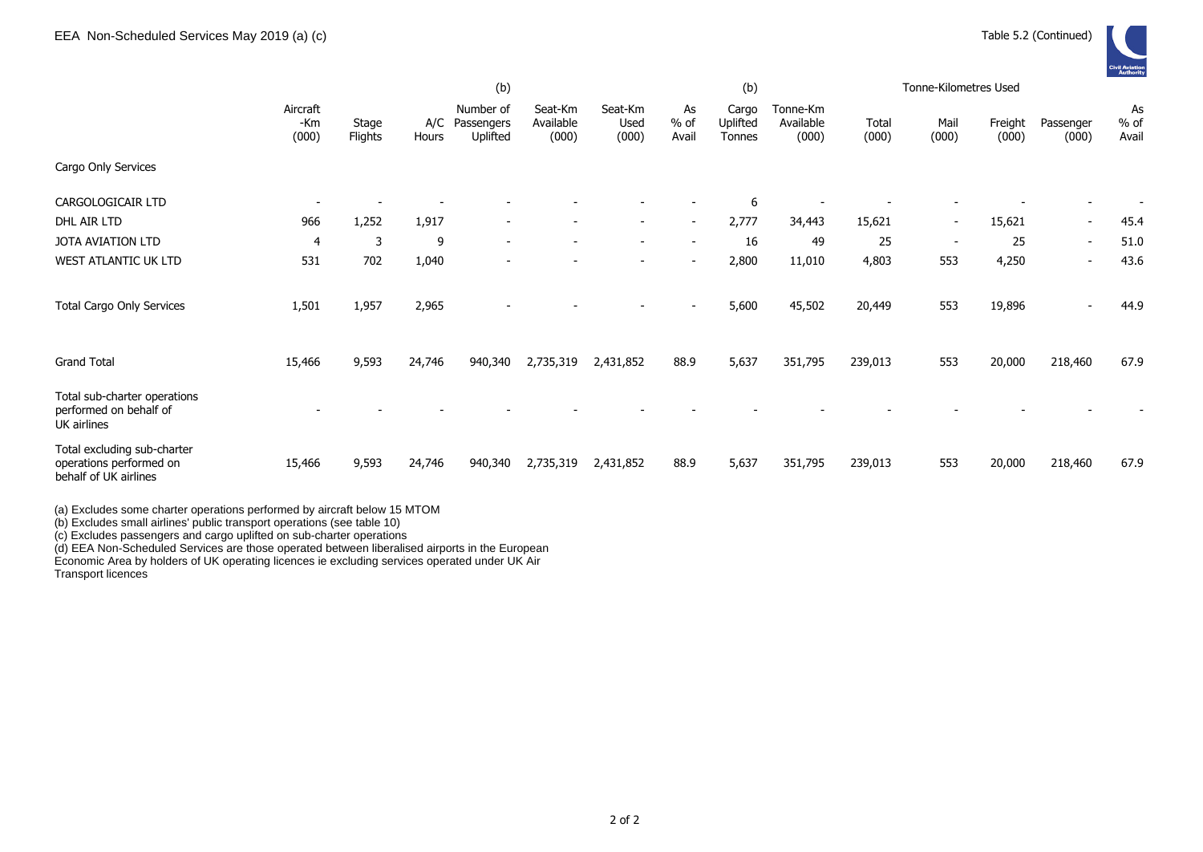EEA Non-Scheduled Services May 2019 (a) (c)

Table 5.2 (Continued)

| | Aircraft -Km (000) | Stage Flights | A/C Hours | (b) Number of Passengers Uplifted | Seat-Km Available (000) | Seat-Km Used (000) | As % of Avail | (b) Cargo Uplifted Tonnes | Tonne-Km Available (000) | Tonne-Kilometres Used Total (000) | Mail (000) | Freight (000) | Passenger (000) | As % of Avail |
|---|---|---|---|---|---|---|---|---|---|---|---|---|---|---|
| Cargo Only Services | | | | | | | | | | | | | | |
| CARGOLOGICAIR LTD | - | - | - | - | - | - | - | 6 | - | - | - | - | - | - |
| DHL AIR LTD | 966 | 1,252 | 1,917 | - | - | - | - | 2,777 | 34,443 | 15,621 | - | 15,621 | - | 45.4 |
| JOTA AVIATION LTD | 4 | 3 | 9 | - | - | - | - | 16 | 49 | 25 | - | 25 | - | 51.0 |
| WEST ATLANTIC UK LTD | 531 | 702 | 1,040 | - | - | - | - | 2,800 | 11,010 | 4,803 | 553 | 4,250 | - | 43.6 |
| Total Cargo Only Services | 1,501 | 1,957 | 2,965 | - | - | - | - | 5,600 | 45,502 | 20,449 | 553 | 19,896 | - | 44.9 |
| Grand Total | 15,466 | 9,593 | 24,746 | 940,340 | 2,735,319 | 2,431,852 | 88.9 | 5,637 | 351,795 | 239,013 | 553 | 20,000 | 218,460 | 67.9 |
| Total sub-charter operations performed on behalf of UK airlines | - | - | - | - | - | - | - | - | - | - | - | - | - | - |
| Total excluding sub-charter operations performed on behalf of UK airlines | 15,466 | 9,593 | 24,746 | 940,340 | 2,735,319 | 2,431,852 | 88.9 | 5,637 | 351,795 | 239,013 | 553 | 20,000 | 218,460 | 67.9 |

(a) Excludes some charter operations performed by aircraft below 15 MTOM
(b) Excludes small airlines' public transport operations (see table 10)
(c) Excludes passengers and cargo uplifted on sub-charter operations
(d) EEA Non-Scheduled Services are those operated between liberalised airports in the European Economic Area by holders of UK operating licences ie excluding services operated under UK Air Transport licences